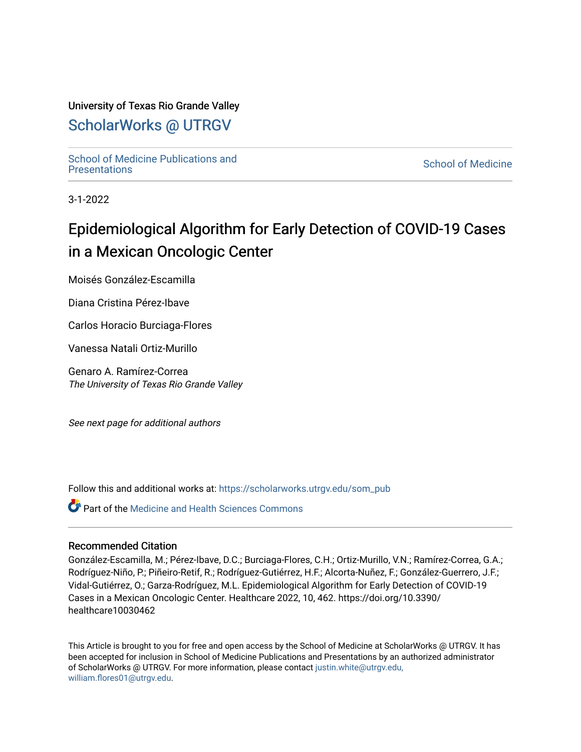University of Texas Rio Grande Valley

# ScholarWorks @ UTRGV

School of Medicine Publications and Presentations

School of Medicine

3-1-2022

# Epidemiological Algorithm for Early Detection of COVID-19 Cases in a Mexican Oncologic Center

Moisés González-Escamilla

Diana Cristina Pérez-Ibave

Carlos Horacio Burciaga-Flores

Vanessa Natali Ortiz-Murillo

Genaro A. Ramírez-Correa
*The University of Texas Rio Grande Valley*

*See next page for additional authors*

Follow this and additional works at: https://scholarworks.utrgv.edu/som_pub

Part of the Medicine and Health Sciences Commons

## Recommended Citation

González-Escamilla, M.; Pérez-Ibave, D.C.; Burciaga-Flores, C.H.; Ortiz-Murillo, V.N.; Ramírez-Correa, G.A.; Rodríguez-Niño, P.; Piñeiro-Retif, R.; Rodríguez-Gutiérrez, H.F.; Alcorta-Nuñez, F.; González-Guerrero, J.F.; Vidal-Gutiérrez, O.; Garza-Rodríguez, M.L. Epidemiological Algorithm for Early Detection of COVID-19 Cases in a Mexican Oncologic Center. Healthcare 2022, 10, 462. https://doi.org/10.3390/healthcare10030462

This Article is brought to you for free and open access by the School of Medicine at ScholarWorks @ UTRGV. It has been accepted for inclusion in School of Medicine Publications and Presentations by an authorized administrator of ScholarWorks @ UTRGV. For more information, please contact justin.white@utrgv.edu, william.flores01@utrgv.edu.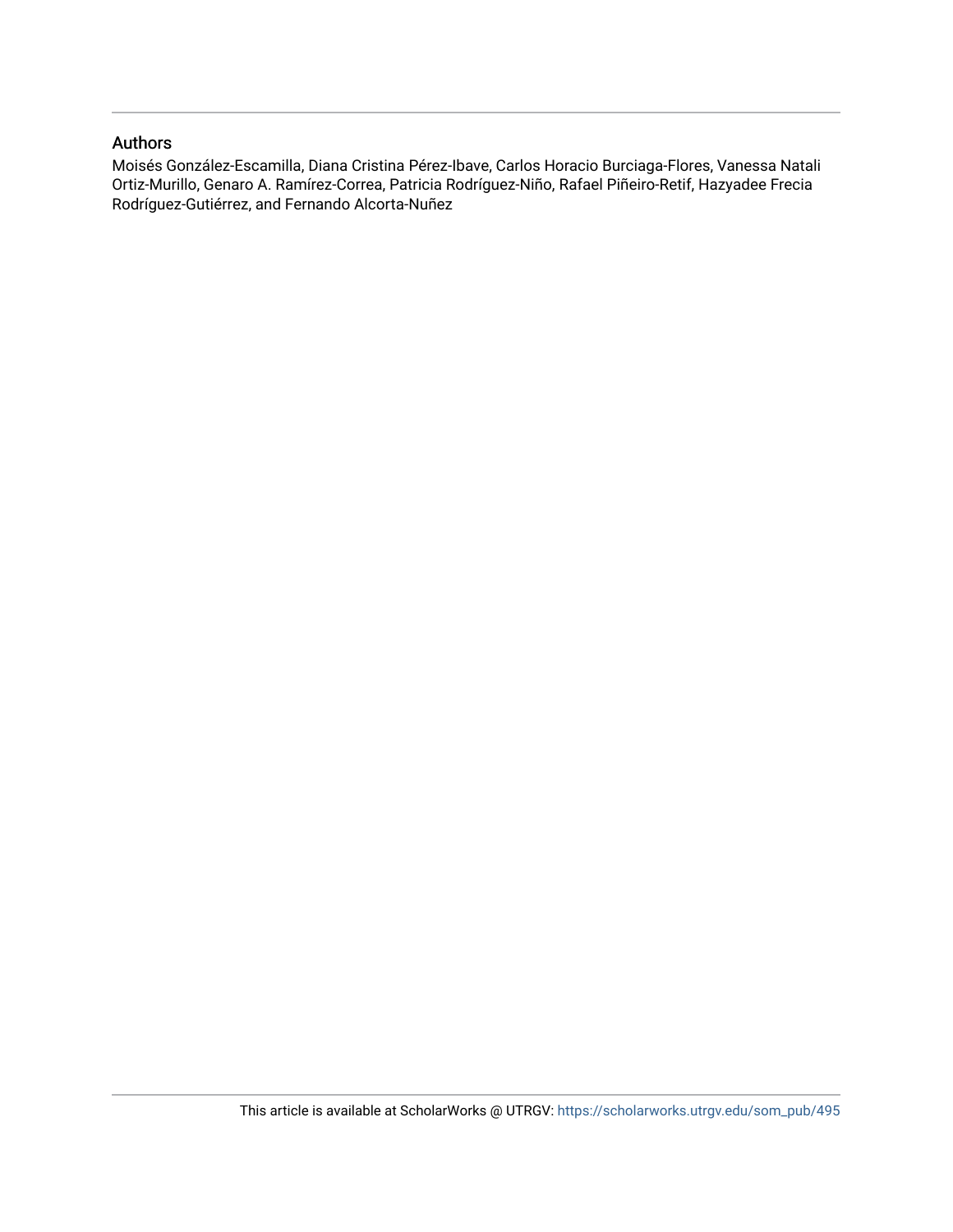## Authors

Moisés González-Escamilla, Diana Cristina Pérez-Ibave, Carlos Horacio Burciaga-Flores, Vanessa Natali Ortiz-Murillo, Genaro A. Ramírez-Correa, Patricia Rodríguez-Niño, Rafael Piñeiro-Retif, Hazyadee Frecia Rodríguez-Gutiérrez, and Fernando Alcorta-Nuñez

This article is available at ScholarWorks @ UTRGV: https://scholarworks.utrgv.edu/som_pub/495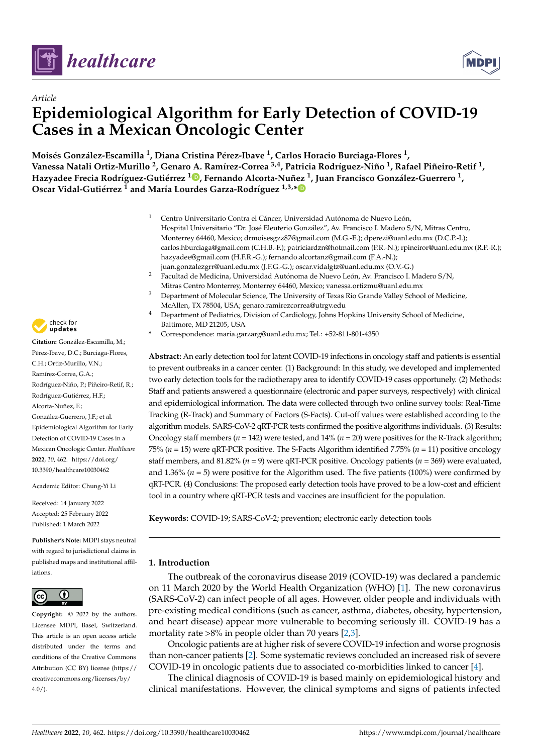Article

# Epidemiological Algorithm for Early Detection of COVID-19 Cases in a Mexican Oncologic Center

**Moisés González-Escamilla [1], Diana Cristina Pérez-Ibave [1], Carlos Horacio Burciaga-Flores [1], Vanessa Natali Ortiz-Murillo [2], Genaro A. Ramírez-Correa [3,4], Patricia Rodríguez-Niño [1], Rafael Piñeiro-Retif [1], Hazyadee Frecia Rodríguez-Gutiérrez [1], Fernando Alcorta-Nuñez [1], Juan Francisco González-Guerrero [1], Oscar Vidal-Gutiérrez [1] and María Lourdes Garza-Rodríguez [1,3,*]**

[1] Centro Universitario Contra el Cáncer, Universidad Autónoma de Nuevo León, Hospital Universitario "Dr. José Eleuterio González", Av. Francisco I. Madero S/N, Mitras Centro, Monterrey 64460, Mexico; drmoisesgzz87@gmail.com (M.G.-E.); dperezi@uanl.edu.mx (D.C.P.-I.); carlos.hburciaga@gmail.com (C.H.B.-F.); patriciardzn@hotmail.com (P.R.-N.); rpineiror@uanl.edu.mx (R.P.-R.); hazyadee@gmail.com (H.F.R.-G.); fernando.alcortanz@gmail.com (F.A.-N.); juan.gonzalezgrr@uanl.edu.mx (J.F.G.-G.); oscar.vidalgtz@uanl.edu.mx (O.V.-G.)

[2] Facultad de Medicina, Universidad Autónoma de Nuevo León, Av. Francisco I. Madero S/N, Mitras Centro Monterrey, Monterrey 64460, Mexico; vanessa.ortizmu@uanl.edu.mx

[3] Department of Molecular Science, The University of Texas Rio Grande Valley School of Medicine, McAllen, TX 78504, USA; genaro.ramirezcorrea@utrgv.edu

[4] Department of Pediatrics, Division of Cardiology, Johns Hopkins University School of Medicine, Baltimore, MD 21205, USA

\* Correspondence: maria.garzarg@uanl.edu.mx; Tel.: +52-811-801-4350

**Citation:** González-Escamilla, M.; Pérez-Ibave, D.C.; Burciaga-Flores, C.H.; Ortiz-Murillo, V.N.; Ramírez-Correa, G.A.; Rodríguez-Niño, P.; Piñeiro-Retif, R.; Rodríguez-Gutiérrez, H.F.; Alcorta-Nuñez, F.; González-Guerrero, J.F.; et al. Epidemiological Algorithm for Early Detection of COVID-19 Cases in a Mexican Oncologic Center. *Healthcare* **2022**, *10*, 462. https://doi.org/10.3390/healthcare10030462

Academic Editor: Chung-Yi Li

Received: 14 January 2022
Accepted: 25 February 2022
Published: 1 March 2022

**Publisher's Note:** MDPI stays neutral with regard to jurisdictional claims in published maps and institutional affiliations.

**Copyright:** © 2022 by the authors. Licensee MDPI, Basel, Switzerland. This article is an open access article distributed under the terms and conditions of the Creative Commons Attribution (CC BY) license (https://creativecommons.org/licenses/by/4.0/).

**Abstract:** An early detection tool for latent COVID-19 infections in oncology staff and patients is essential to prevent outbreaks in a cancer center. (1) Background: In this study, we developed and implemented two early detection tools for the radiotherapy area to identify COVID-19 cases opportunely. (2) Methods: Staff and patients answered a questionnaire (electronic and paper surveys, respectively) with clinical and epidemiological information. The data were collected through two online survey tools: Real-Time Tracking (R-Track) and Summary of Factors (S-Facts). Cut-off values were established according to the algorithm models. SARS-CoV-2 qRT-PCR tests confirmed the positive algorithms individuals. (3) Results: Oncology staff members ($n = 142$) were tested, and 14% ($n = 20$) were positives for the R-Track algorithm; 75% ($n = 15$) were qRT-PCR positive. The S-Facts Algorithm identified 7.75% ($n = 11$) positive oncology staff members, and 81.82% ($n = 9$) were qRT-PCR positive. Oncology patients ($n = 369$) were evaluated, and 1.36% ($n = 5$) were positive for the Algorithm used. The five patients (100%) were confirmed by qRT-PCR. (4) Conclusions: The proposed early detection tools have proved to be a low-cost and efficient tool in a country where qRT-PCR tests and vaccines are insufficient for the population.

**Keywords:** COVID-19; SARS-CoV-2; prevention; electronic early detection tools

## 1. Introduction

The outbreak of the coronavirus disease 2019 (COVID-19) was declared a pandemic on 11 March 2020 by the World Health Organization (WHO) [1]. The new coronavirus (SARS-CoV-2) can infect people of all ages. However, older people and individuals with pre-existing medical conditions (such as cancer, asthma, diabetes, obesity, hypertension, and heart disease) appear more vulnerable to becoming seriously ill. COVID-19 has a mortality rate >8% in people older than 70 years [2,3].

Oncologic patients are at higher risk of severe COVID-19 infection and worse prognosis than non-cancer patients [2]. Some systematic reviews concluded an increased risk of severe COVID-19 in oncologic patients due to associated co-morbidities linked to cancer [4].

The clinical diagnosis of COVID-19 is based mainly on epidemiological history and clinical manifestations. However, the clinical symptoms and signs of patients infected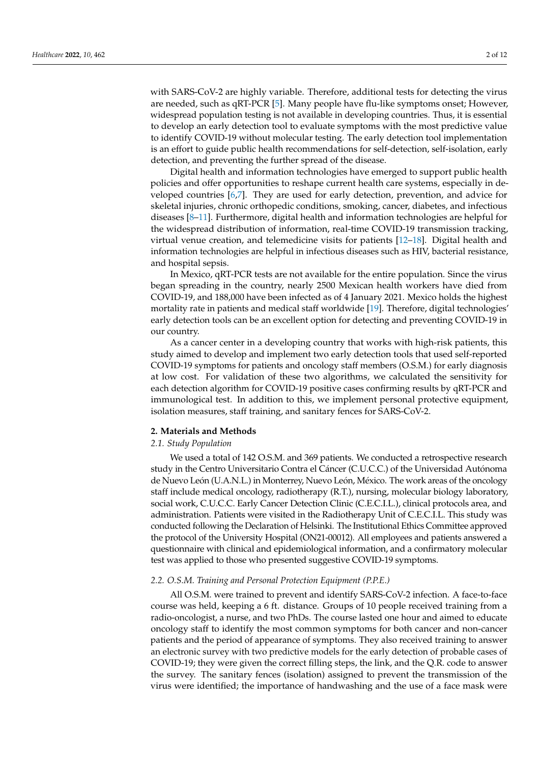with SARS-CoV-2 are highly variable. Therefore, additional tests for detecting the virus are needed, such as qRT-PCR [5]. Many people have flu-like symptoms onset; However, widespread population testing is not available in developing countries. Thus, it is essential to develop an early detection tool to evaluate symptoms with the most predictive value to identify COVID-19 without molecular testing. The early detection tool implementation is an effort to guide public health recommendations for self-detection, self-isolation, early detection, and preventing the further spread of the disease.

Digital health and information technologies have emerged to support public health policies and offer opportunities to reshape current health care systems, especially in developed countries [6,7]. They are used for early detection, prevention, and advice for skeletal injuries, chronic orthopedic conditions, smoking, cancer, diabetes, and infectious diseases [8–11]. Furthermore, digital health and information technologies are helpful for the widespread distribution of information, real-time COVID-19 transmission tracking, virtual venue creation, and telemedicine visits for patients [12–18]. Digital health and information technologies are helpful in infectious diseases such as HIV, bacterial resistance, and hospital sepsis.

In Mexico, qRT-PCR tests are not available for the entire population. Since the virus began spreading in the country, nearly 2500 Mexican health workers have died from COVID-19, and 188,000 have been infected as of 4 January 2021. Mexico holds the highest mortality rate in patients and medical staff worldwide [19]. Therefore, digital technologies' early detection tools can be an excellent option for detecting and preventing COVID-19 in our country.

As a cancer center in a developing country that works with high-risk patients, this study aimed to develop and implement two early detection tools that used self-reported COVID-19 symptoms for patients and oncology staff members (O.S.M.) for early diagnosis at low cost. For validation of these two algorithms, we calculated the sensitivity for each detection algorithm for COVID-19 positive cases confirming results by qRT-PCR and immunological test. In addition to this, we implement personal protective equipment, isolation measures, staff training, and sanitary fences for SARS-CoV-2.

## 2. Materials and Methods

### *2.1. Study Population*

We used a total of 142 O.S.M. and 369 patients. We conducted a retrospective research study in the Centro Universitario Contra el Cáncer (C.U.C.C.) of the Universidad Autónoma de Nuevo León (U.A.N.L.) in Monterrey, Nuevo León, México. The work areas of the oncology staff include medical oncology, radiotherapy (R.T.), nursing, molecular biology laboratory, social work, C.U.C.C. Early Cancer Detection Clinic (C.E.C.I.L.), clinical protocols area, and administration. Patients were visited in the Radiotherapy Unit of C.E.C.I.L. This study was conducted following the Declaration of Helsinki. The Institutional Ethics Committee approved the protocol of the University Hospital (ON21-00012). All employees and patients answered a questionnaire with clinical and epidemiological information, and a confirmatory molecular test was applied to those who presented suggestive COVID-19 symptoms.

### *2.2. O.S.M. Training and Personal Protection Equipment (P.P.E.)*

All O.S.M. were trained to prevent and identify SARS-CoV-2 infection. A face-to-face course was held, keeping a 6 ft. distance. Groups of 10 people received training from a radio-oncologist, a nurse, and two PhDs. The course lasted one hour and aimed to educate oncology staff to identify the most common symptoms for both cancer and non-cancer patients and the period of appearance of symptoms. They also received training to answer an electronic survey with two predictive models for the early detection of probable cases of COVID-19; they were given the correct filling steps, the link, and the Q.R. code to answer the survey. The sanitary fences (isolation) assigned to prevent the transmission of the virus were identified; the importance of handwashing and the use of a face mask were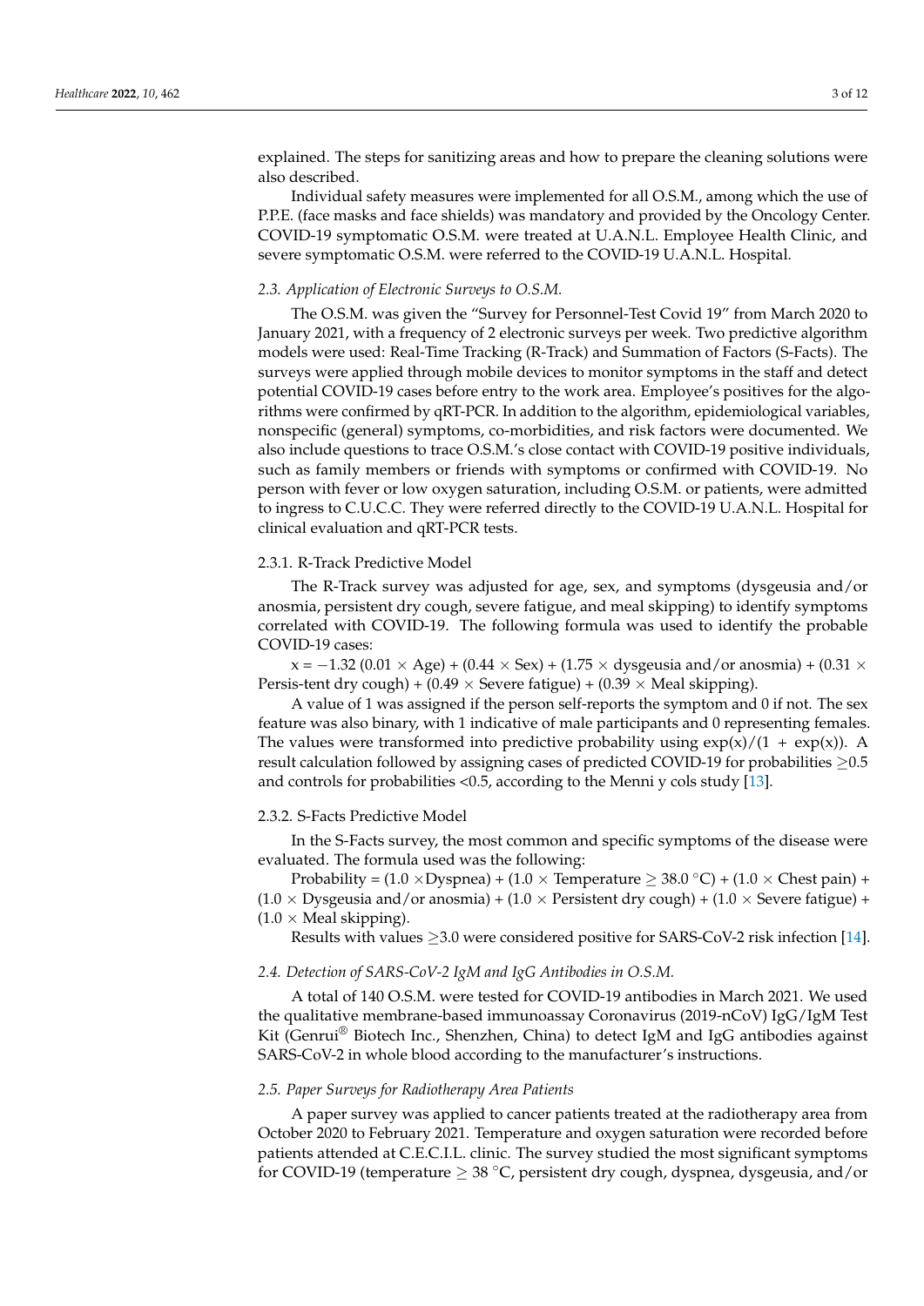explained. The steps for sanitizing areas and how to prepare the cleaning solutions were also described.

Individual safety measures were implemented for all O.S.M., among which the use of P.P.E. (face masks and face shields) was mandatory and provided by the Oncology Center. COVID-19 symptomatic O.S.M. were treated at U.A.N.L. Employee Health Clinic, and severe symptomatic O.S.M. were referred to the COVID-19 U.A.N.L. Hospital.

### *2.3. Application of Electronic Surveys to O.S.M.*

The O.S.M. was given the "Survey for Personnel-Test Covid 19" from March 2020 to January 2021, with a frequency of 2 electronic surveys per week. Two predictive algorithm models were used: Real-Time Tracking (R-Track) and Summation of Factors (S-Facts). The surveys were applied through mobile devices to monitor symptoms in the staff and detect potential COVID-19 cases before entry to the work area. Employee's positives for the algorithms were confirmed by qRT-PCR. In addition to the algorithm, epidemiological variables, nonspecific (general) symptoms, co-morbidities, and risk factors were documented. We also include questions to trace O.S.M.'s close contact with COVID-19 positive individuals, such as family members or friends with symptoms or confirmed with COVID-19. No person with fever or low oxygen saturation, including O.S.M. or patients, were admitted to ingress to C.U.C.C. They were referred directly to the COVID-19 U.A.N.L. Hospital for clinical evaluation and qRT-PCR tests.

#### 2.3.1. R-Track Predictive Model

The R-Track survey was adjusted for age, sex, and symptoms (dysgeusia and/or anosmia, persistent dry cough, severe fatigue, and meal skipping) to identify symptoms correlated with COVID-19. The following formula was used to identify the probable COVID-19 cases:

$x = -1.32$ $(0.01 \times \text{Age}) + (0.44 \times \text{Sex}) + (1.75 \times \text{dysgeusia and/or anosmia}) + (0.31 \times \text{Persis-tent dry cough}) + (0.49 \times \text{Severe fatigue}) + (0.39 \times \text{Meal skipping})$.

A value of 1 was assigned if the person self-reports the symptom and 0 if not. The sex feature was also binary, with 1 indicative of male participants and 0 representing females. The values were transformed into predictive probability using $\exp(x)/(1 + \exp(x))$. A result calculation followed by assigning cases of predicted COVID-19 for probabilities $\geq 0.5$ and controls for probabilities $<0.5$, according to the Menni y cols study [13].

#### 2.3.2. S-Facts Predictive Model

In the S-Facts survey, the most common and specific symptoms of the disease were evaluated. The formula used was the following:

$\text{Probability} = (1.0 \times \text{Dyspnea}) + (1.0 \times \text{Temperature} \geq 38.0\ ^\circ\text{C}) + (1.0 \times \text{Chest pain}) + (1.0 \times \text{Dysgeusia and/or anosmia}) + (1.0 \times \text{Persistent dry cough}) + (1.0 \times \text{Severe fatigue}) + (1.0 \times \text{Meal skipping})$.

Results with values $\geq 3.0$ were considered positive for SARS-CoV-2 risk infection [14].

### *2.4. Detection of SARS-CoV-2 IgM and IgG Antibodies in O.S.M.*

A total of 140 O.S.M. were tested for COVID-19 antibodies in March 2021. We used the qualitative membrane-based immunoassay Coronavirus (2019-nCoV) IgG/IgM Test Kit (Genrui® Biotech Inc., Shenzhen, China) to detect IgM and IgG antibodies against SARS-CoV-2 in whole blood according to the manufacturer's instructions.

### *2.5. Paper Surveys for Radiotherapy Area Patients*

A paper survey was applied to cancer patients treated at the radiotherapy area from October 2020 to February 2021. Temperature and oxygen saturation were recorded before patients attended at C.E.C.I.L. clinic. The survey studied the most significant symptoms for COVID-19 (temperature $\geq 38\ ^\circ\text{C}$, persistent dry cough, dyspnea, dysgeusia, and/or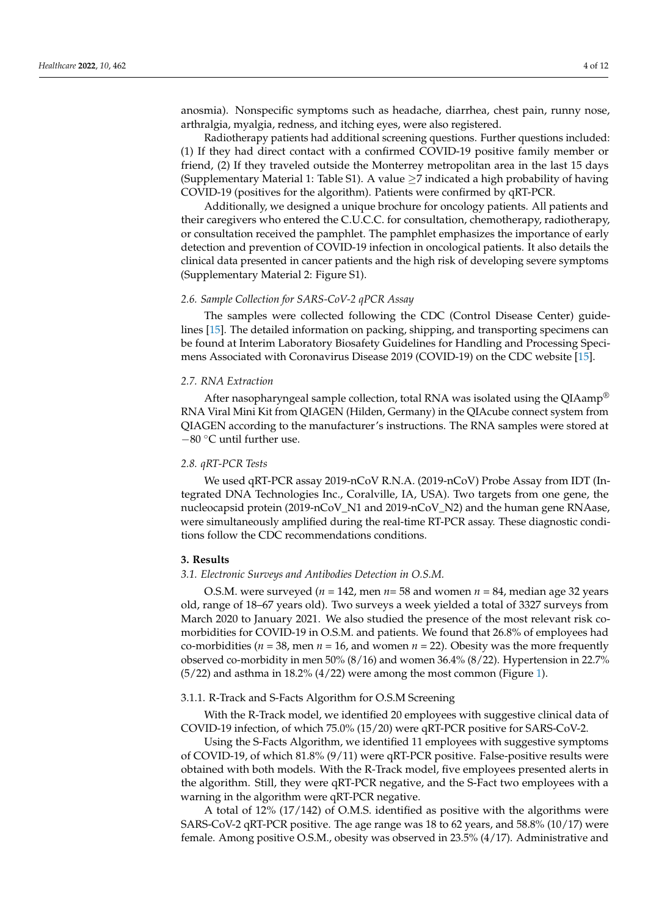anosmia). Nonspecific symptoms such as headache, diarrhea, chest pain, runny nose, arthralgia, myalgia, redness, and itching eyes, were also registered.

Radiotherapy patients had additional screening questions. Further questions included: (1) If they had direct contact with a confirmed COVID-19 positive family member or friend, (2) If they traveled outside the Monterrey metropolitan area in the last 15 days (Supplementary Material 1: Table S1). A value ≥7 indicated a high probability of having COVID-19 (positives for the algorithm). Patients were confirmed by qRT-PCR.

Additionally, we designed a unique brochure for oncology patients. All patients and their caregivers who entered the C.U.C.C. for consultation, chemotherapy, radiotherapy, or consultation received the pamphlet. The pamphlet emphasizes the importance of early detection and prevention of COVID-19 infection in oncological patients. It also details the clinical data presented in cancer patients and the high risk of developing severe symptoms (Supplementary Material 2: Figure S1).

### *2.6. Sample Collection for SARS-CoV-2 qPCR Assay*

The samples were collected following the CDC (Control Disease Center) guidelines [15]. The detailed information on packing, shipping, and transporting specimens can be found at Interim Laboratory Biosafety Guidelines for Handling and Processing Specimens Associated with Coronavirus Disease 2019 (COVID-19) on the CDC website [15].

### *2.7. RNA Extraction*

After nasopharyngeal sample collection, total RNA was isolated using the QIAamp® RNA Viral Mini Kit from QIAGEN (Hilden, Germany) in the QIAcube connect system from QIAGEN according to the manufacturer's instructions. The RNA samples were stored at −80 °C until further use.

### *2.8. qRT-PCR Tests*

We used qRT-PCR assay 2019-nCoV R.N.A. (2019-nCoV) Probe Assay from IDT (Integrated DNA Technologies Inc., Coralville, IA, USA). Two targets from one gene, the nucleocapsid protein (2019-nCoV_N1 and 2019-nCoV_N2) and the human gene RNAase, were simultaneously amplified during the real-time RT-PCR assay. These diagnostic conditions follow the CDC recommendations conditions.

## 3. Results

### *3.1. Electronic Surveys and Antibodies Detection in O.S.M.*

O.S.M. were surveyed ($n$ = 142, men $n$ = 58 and women $n$ = 84, median age 32 years old, range of 18–67 years old). Two surveys a week yielded a total of 3327 surveys from March 2020 to January 2021. We also studied the presence of the most relevant risk co-morbidities for COVID-19 in O.S.M. and patients. We found that 26.8% of employees had co-morbidities ($n$ = 38, men $n$ = 16, and women $n$ = 22). Obesity was the more frequently observed co-morbidity in men 50% (8/16) and women 36.4% (8/22). Hypertension in 22.7% (5/22) and asthma in 18.2% (4/22) were among the most common (Figure 1).

#### 3.1.1. R-Track and S-Facts Algorithm for O.S.M Screening

With the R-Track model, we identified 20 employees with suggestive clinical data of COVID-19 infection, of which 75.0% (15/20) were qRT-PCR positive for SARS-CoV-2.

Using the S-Facts Algorithm, we identified 11 employees with suggestive symptoms of COVID-19, of which 81.8% (9/11) were qRT-PCR positive. False-positive results were obtained with both models. With the R-Track model, five employees presented alerts in the algorithm. Still, they were qRT-PCR negative, and the S-Fact two employees with a warning in the algorithm were qRT-PCR negative.

A total of 12% (17/142) of O.M.S. identified as positive with the algorithms were SARS-CoV-2 qRT-PCR positive. The age range was 18 to 62 years, and 58.8% (10/17) were female. Among positive O.S.M., obesity was observed in 23.5% (4/17). Administrative and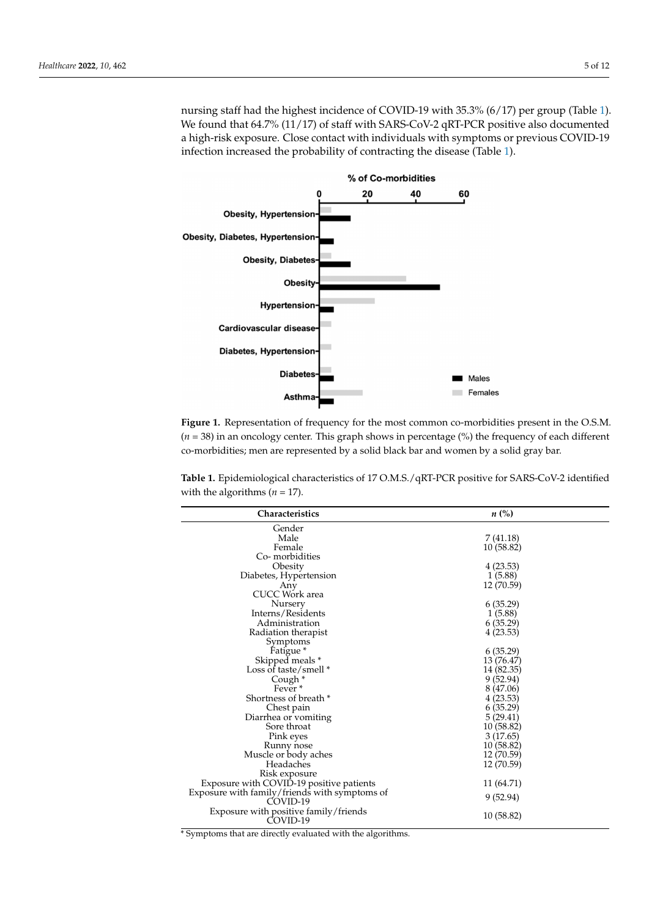nursing staff had the highest incidence of COVID-19 with 35.3% (6/17) per group (Table 1). We found that 64.7% (11/17) of staff with SARS-CoV-2 qRT-PCR positive also documented a high-risk exposure. Close contact with individuals with symptoms or previous COVID-19 infection increased the probability of contracting the disease (Table 1).

**Figure 1.** Representation of frequency for the most common co-morbidities present in the O.S.M. ($n$ = 38) in an oncology center. This graph shows in percentage (%) the frequency of each different co-morbidities; men are represented by a solid black bar and women by a solid gray bar.

**Table 1.** Epidemiological characteristics of 17 O.M.S./qRT-PCR positive for SARS-CoV-2 identified with the algorithms ($n$ = 17).

| Characteristics | *n* (%) |
|---|---|
| Gender | |
| Male | 7 (41.18) |
| Female | 10 (58.82) |
| Co- morbidities | |
| Obesity | 4 (23.53) |
| Diabetes, Hypertension | 1 (5.88) |
| Any | 12 (70.59) |
| CUCC Work area | |
| Nursery | 6 (35.29) |
| Interns/Residents | 1 (5.88) |
| Administration | 6 (35.29) |
| Radiation therapist | 4 (23.53) |
| Symptoms | |
| Fatigue * | 6 (35.29) |
| Skipped meals * | 13 (76.47) |
| Loss of taste/smell * | 14 (82.35) |
| Cough * | 9 (52.94) |
| Fever * | 8 (47.06) |
| Shortness of breath * | 4 (23.53) |
| Chest pain | 6 (35.29) |
| Diarrhea or vomiting | 5 (29.41) |
| Sore throat | 10 (58.82) |
| Pink eyes | 3 (17.65) |
| Runny nose | 10 (58.82) |
| Muscle or body aches | 12 (70.59) |
| Headaches | 12 (70.59) |
| Risk exposure | |
| Exposure with COVID-19 positive patients | 11 (64.71) |
| Exposure with family/friends with symptoms of COVID-19 | 9 (52.94) |
| Exposure with positive family/friends COVID-19 | 10 (58.82) |

* Symptoms that are directly evaluated with the algorithms.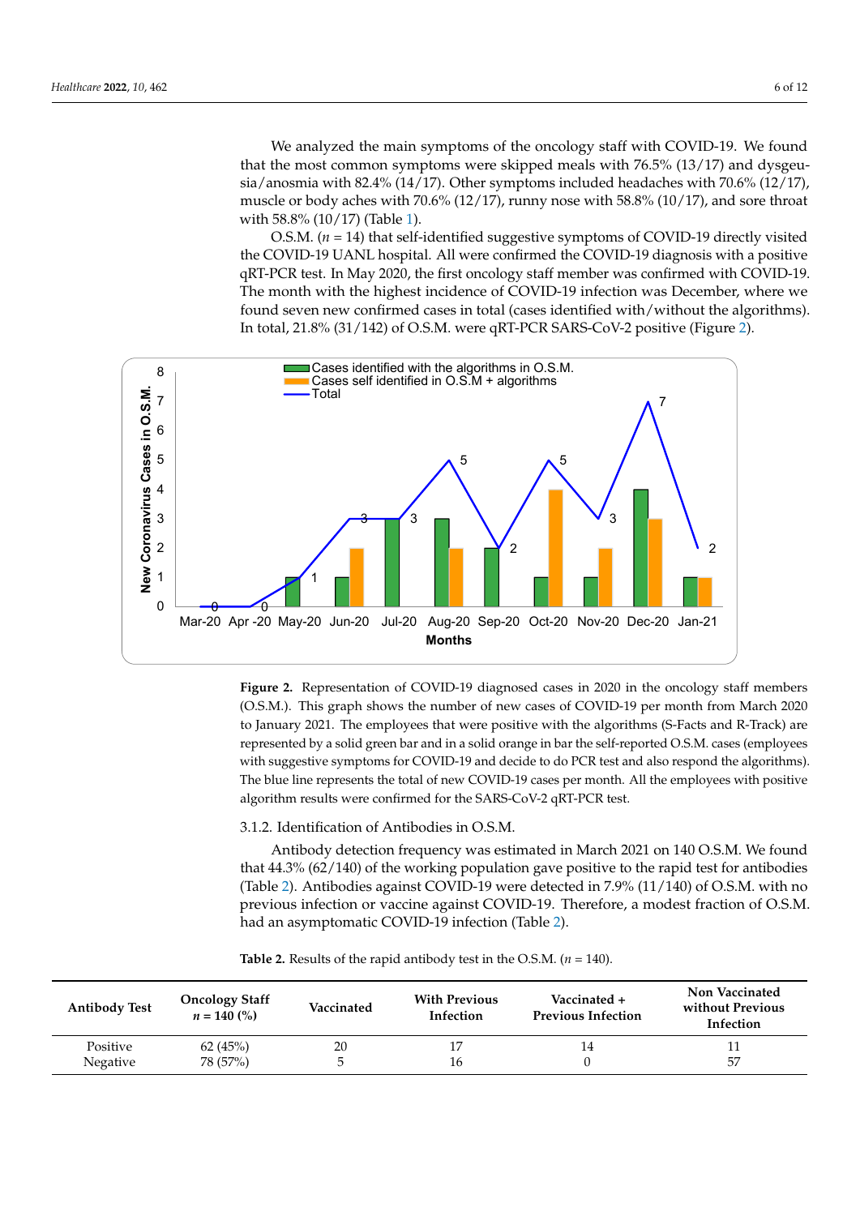We analyzed the main symptoms of the oncology staff with COVID-19. We found that the most common symptoms were skipped meals with 76.5% (13/17) and dysgeusia/anosmia with 82.4% (14/17). Other symptoms included headaches with 70.6% (12/17), muscle or body aches with 70.6% (12/17), runny nose with 58.8% (10/17), and sore throat with 58.8% (10/17) (Table 1).

O.S.M. ($n$ = 14) that self-identified suggestive symptoms of COVID-19 directly visited the COVID-19 UANL hospital. All were confirmed the COVID-19 diagnosis with a positive qRT-PCR test. In May 2020, the first oncology staff member was confirmed with COVID-19. The month with the highest incidence of COVID-19 infection was December, where we found seven new confirmed cases in total (cases identified with/without the algorithms). In total, 21.8% (31/142) of O.S.M. were qRT-PCR SARS-CoV-2 positive (Figure 2).

**Figure 2.** Representation of COVID-19 diagnosed cases in 2020 in the oncology staff members (O.S.M.). This graph shows the number of new cases of COVID-19 per month from March 2020 to January 2021. The employees that were positive with the algorithms (S-Facts and R-Track) are represented by a solid green bar and in a solid orange in bar the self-reported O.S.M. cases (employees with suggestive symptoms for COVID-19 and decide to do PCR test and also respond the algorithms). The blue line represents the total of new COVID-19 cases per month. All the employees with positive algorithm results were confirmed for the SARS-CoV-2 qRT-PCR test.

### 3.1.2. Identification of Antibodies in O.S.M.

Antibody detection frequency was estimated in March 2021 on 140 O.S.M. We found that 44.3% (62/140) of the working population gave positive to the rapid test for antibodies (Table 2). Antibodies against COVID-19 were detected in 7.9% (11/140) of O.S.M. with no previous infection or vaccine against COVID-19. Therefore, a modest fraction of O.S.M. had an asymptomatic COVID-19 infection (Table 2).

**Table 2.** Results of the rapid antibody test in the O.S.M. ($n$ = 140).

| Antibody Test | Oncology Staff $n$ = 140 (%) | Vaccinated | With Previous Infection | Vaccinated + Previous Infection | Non Vaccinated without Previous Infection |
|---|---|---|---|---|---|
| Positive | 62 (45%) | 20 | 17 | 14 | 11 |
| Negative | 78 (57%) | 5 | 16 | 0 | 57 |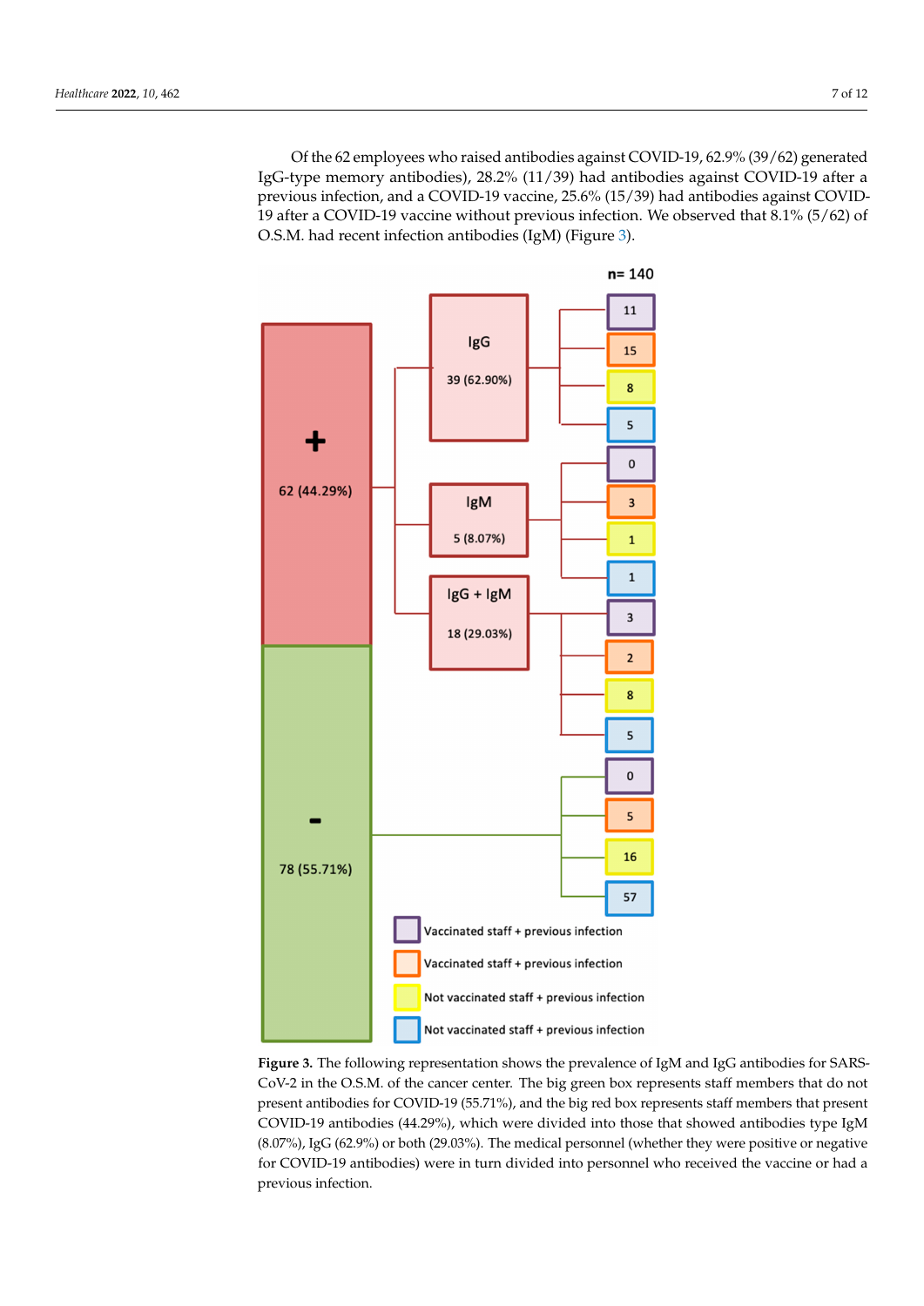Of the 62 employees who raised antibodies against COVID-19, 62.9% (39/62) generated IgG-type memory antibodies), 28.2% (11/39) had antibodies against COVID-19 after a previous infection, and a COVID-19 vaccine, 25.6% (15/39) had antibodies against COVID-19 after a COVID-19 vaccine without previous infection. We observed that 8.1% (5/62) of O.S.M. had recent infection antibodies (IgM) (Figure 3).

n= 140

| | | Vaccinated staff + previous infection | Vaccinated staff + previous infection | Not vaccinated staff + previous infection | Not vaccinated staff + previous infection |
|---|---|---|---|---|---|
| + 62 (44.29%) | IgG 39 (62.90%) | 11 | 15 | 8 | 5 |
| | IgM 5 (8.07%) | 0 | 3 | 1 | 1 |
| | IgG + IgM 18 (29.03%) | 3 | 2 | 8 | 5 |
| - 78 (55.71%) | | 0 | 5 | 16 | 57 |

**Figure 3.** The following representation shows the prevalence of IgM and IgG antibodies for SARS-CoV-2 in the O.S.M. of the cancer center. The big green box represents staff members that do not present antibodies for COVID-19 (55.71%), and the big red box represents staff members that present COVID-19 antibodies (44.29%), which were divided into those that showed antibodies type IgM (8.07%), IgG (62.9%) or both (29.03%). The medical personnel (whether they were positive or negative for COVID-19 antibodies) were in turn divided into personnel who received the vaccine or had a previous infection.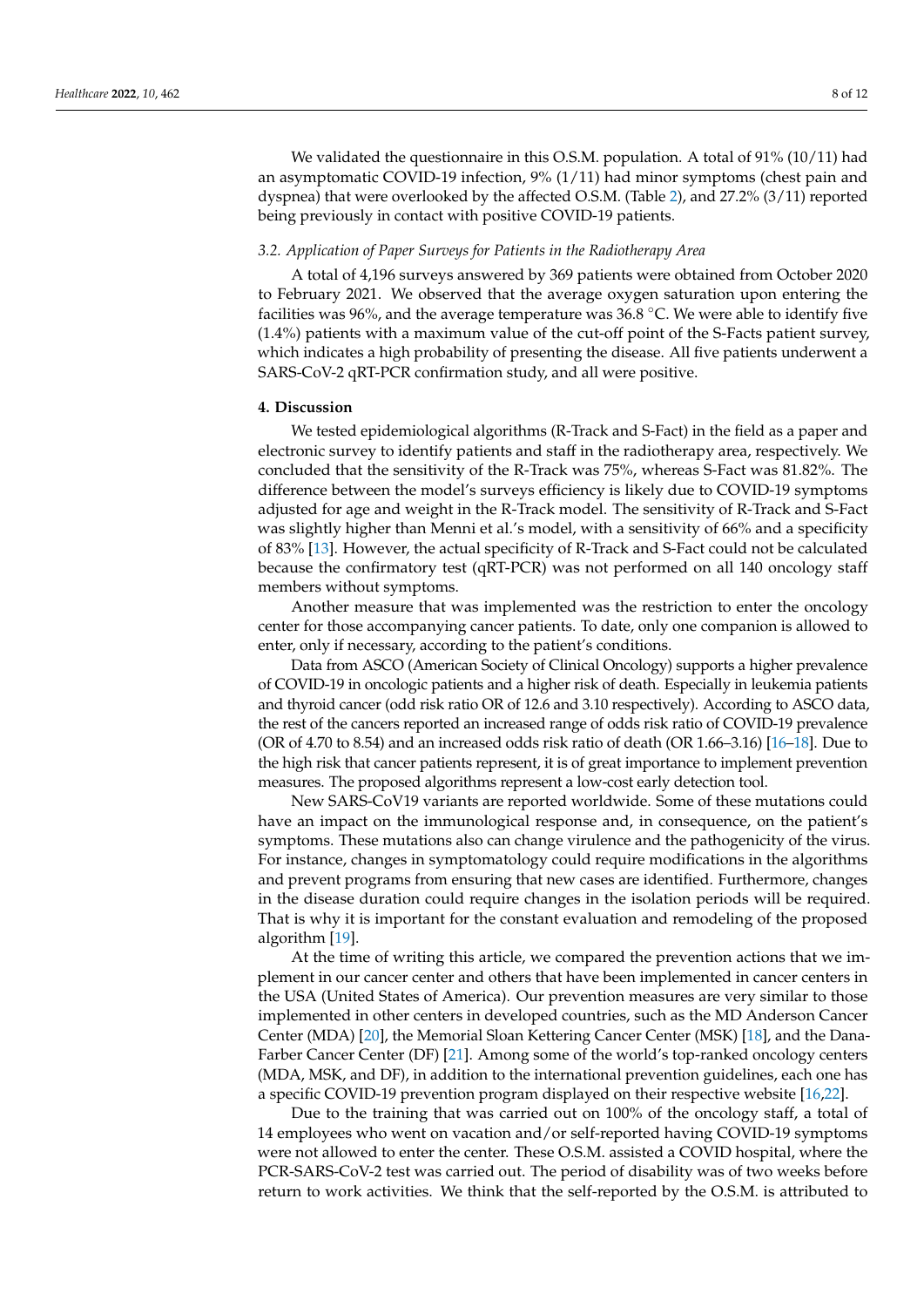We validated the questionnaire in this O.S.M. population. A total of 91% (10/11) had an asymptomatic COVID-19 infection, 9% (1/11) had minor symptoms (chest pain and dyspnea) that were overlooked by the affected O.S.M. (Table 2), and 27.2% (3/11) reported being previously in contact with positive COVID-19 patients.

### *3.2. Application of Paper Surveys for Patients in the Radiotherapy Area*

A total of 4,196 surveys answered by 369 patients were obtained from October 2020 to February 2021. We observed that the average oxygen saturation upon entering the facilities was 96%, and the average temperature was 36.8 °C. We were able to identify five (1.4%) patients with a maximum value of the cut-off point of the S-Facts patient survey, which indicates a high probability of presenting the disease. All five patients underwent a SARS-CoV-2 qRT-PCR confirmation study, and all were positive.

## **4. Discussion**

We tested epidemiological algorithms (R-Track and S-Fact) in the field as a paper and electronic survey to identify patients and staff in the radiotherapy area, respectively. We concluded that the sensitivity of the R-Track was 75%, whereas S-Fact was 81.82%. The difference between the model's surveys efficiency is likely due to COVID-19 symptoms adjusted for age and weight in the R-Track model. The sensitivity of R-Track and S-Fact was slightly higher than Menni et al.'s model, with a sensitivity of 66% and a specificity of 83% [13]. However, the actual specificity of R-Track and S-Fact could not be calculated because the confirmatory test (qRT-PCR) was not performed on all 140 oncology staff members without symptoms.

Another measure that was implemented was the restriction to enter the oncology center for those accompanying cancer patients. To date, only one companion is allowed to enter, only if necessary, according to the patient's conditions.

Data from ASCO (American Society of Clinical Oncology) supports a higher prevalence of COVID-19 in oncologic patients and a higher risk of death. Especially in leukemia patients and thyroid cancer (odd risk ratio OR of 12.6 and 3.10 respectively). According to ASCO data, the rest of the cancers reported an increased range of odds risk ratio of COVID-19 prevalence (OR of 4.70 to 8.54) and an increased odds risk ratio of death (OR 1.66–3.16) [16–18]. Due to the high risk that cancer patients represent, it is of great importance to implement prevention measures. The proposed algorithms represent a low-cost early detection tool.

New SARS-CoV19 variants are reported worldwide. Some of these mutations could have an impact on the immunological response and, in consequence, on the patient's symptoms. These mutations also can change virulence and the pathogenicity of the virus. For instance, changes in symptomatology could require modifications in the algorithms and prevent programs from ensuring that new cases are identified. Furthermore, changes in the disease duration could require changes in the isolation periods will be required. That is why it is important for the constant evaluation and remodeling of the proposed algorithm [19].

At the time of writing this article, we compared the prevention actions that we implement in our cancer center and others that have been implemented in cancer centers in the USA (United States of America). Our prevention measures are very similar to those implemented in other centers in developed countries, such as the MD Anderson Cancer Center (MDA) [20], the Memorial Sloan Kettering Cancer Center (MSK) [18], and the Dana-Farber Cancer Center (DF) [21]. Among some of the world's top-ranked oncology centers (MDA, MSK, and DF), in addition to the international prevention guidelines, each one has a specific COVID-19 prevention program displayed on their respective website [16,22].

Due to the training that was carried out on 100% of the oncology staff, a total of 14 employees who went on vacation and/or self-reported having COVID-19 symptoms were not allowed to enter the center. These O.S.M. assisted a COVID hospital, where the PCR-SARS-CoV-2 test was carried out. The period of disability was of two weeks before return to work activities. We think that the self-reported by the O.S.M. is attributed to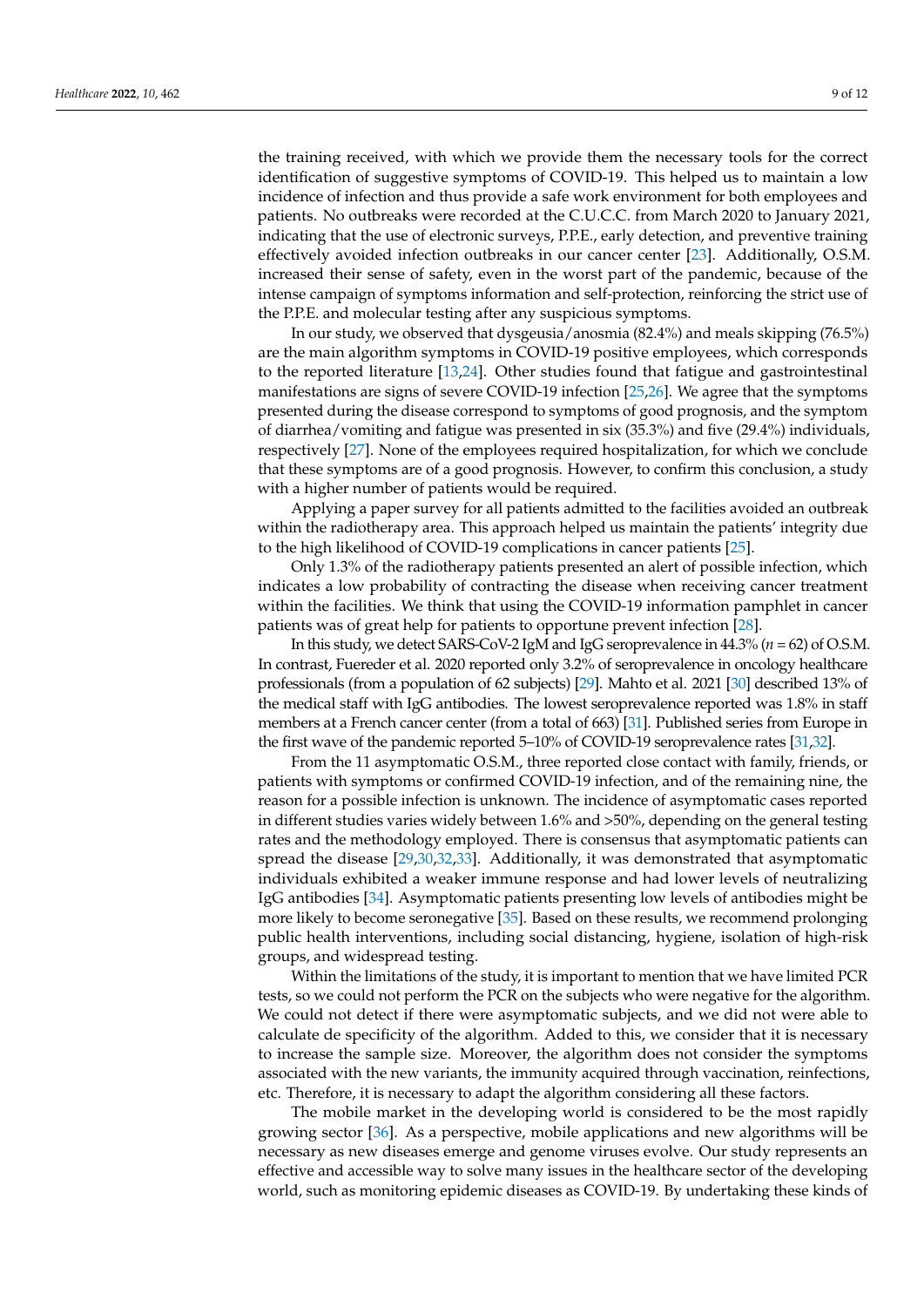the training received, with which we provide them the necessary tools for the correct identification of suggestive symptoms of COVID-19. This helped us to maintain a low incidence of infection and thus provide a safe work environment for both employees and patients. No outbreaks were recorded at the C.U.C.C. from March 2020 to January 2021, indicating that the use of electronic surveys, P.P.E., early detection, and preventive training effectively avoided infection outbreaks in our cancer center [23]. Additionally, O.S.M. increased their sense of safety, even in the worst part of the pandemic, because of the intense campaign of symptoms information and self-protection, reinforcing the strict use of the P.P.E. and molecular testing after any suspicious symptoms.

In our study, we observed that dysgeusia/anosmia (82.4%) and meals skipping (76.5%) are the main algorithm symptoms in COVID-19 positive employees, which corresponds to the reported literature [13,24]. Other studies found that fatigue and gastrointestinal manifestations are signs of severe COVID-19 infection [25,26]. We agree that the symptoms presented during the disease correspond to symptoms of good prognosis, and the symptom of diarrhea/vomiting and fatigue was presented in six (35.3%) and five (29.4%) individuals, respectively [27]. None of the employees required hospitalization, for which we conclude that these symptoms are of a good prognosis. However, to confirm this conclusion, a study with a higher number of patients would be required.

Applying a paper survey for all patients admitted to the facilities avoided an outbreak within the radiotherapy area. This approach helped us maintain the patients' integrity due to the high likelihood of COVID-19 complications in cancer patients [25].

Only 1.3% of the radiotherapy patients presented an alert of possible infection, which indicates a low probability of contracting the disease when receiving cancer treatment within the facilities. We think that using the COVID-19 information pamphlet in cancer patients was of great help for patients to opportune prevent infection [28].

In this study, we detect SARS-CoV-2 IgM and IgG seroprevalence in 44.3% ($n = 62$) of O.S.M. In contrast, Fuereder et al. 2020 reported only 3.2% of seroprevalence in oncology healthcare professionals (from a population of 62 subjects) [29]. Mahto et al. 2021 [30] described 13% of the medical staff with IgG antibodies. The lowest seroprevalence reported was 1.8% in staff members at a French cancer center (from a total of 663) [31]. Published series from Europe in the first wave of the pandemic reported 5–10% of COVID-19 seroprevalence rates [31,32].

From the 11 asymptomatic O.S.M., three reported close contact with family, friends, or patients with symptoms or confirmed COVID-19 infection, and of the remaining nine, the reason for a possible infection is unknown. The incidence of asymptomatic cases reported in different studies varies widely between 1.6% and >50%, depending on the general testing rates and the methodology employed. There is consensus that asymptomatic patients can spread the disease [29,30,32,33]. Additionally, it was demonstrated that asymptomatic individuals exhibited a weaker immune response and had lower levels of neutralizing IgG antibodies [34]. Asymptomatic patients presenting low levels of antibodies might be more likely to become seronegative [35]. Based on these results, we recommend prolonging public health interventions, including social distancing, hygiene, isolation of high-risk groups, and widespread testing.

Within the limitations of the study, it is important to mention that we have limited PCR tests, so we could not perform the PCR on the subjects who were negative for the algorithm. We could not detect if there were asymptomatic subjects, and we did not were able to calculate de specificity of the algorithm. Added to this, we consider that it is necessary to increase the sample size. Moreover, the algorithm does not consider the symptoms associated with the new variants, the immunity acquired through vaccination, reinfections, etc. Therefore, it is necessary to adapt the algorithm considering all these factors.

The mobile market in the developing world is considered to be the most rapidly growing sector [36]. As a perspective, mobile applications and new algorithms will be necessary as new diseases emerge and genome viruses evolve. Our study represents an effective and accessible way to solve many issues in the healthcare sector of the developing world, such as monitoring epidemic diseases as COVID-19. By undertaking these kinds of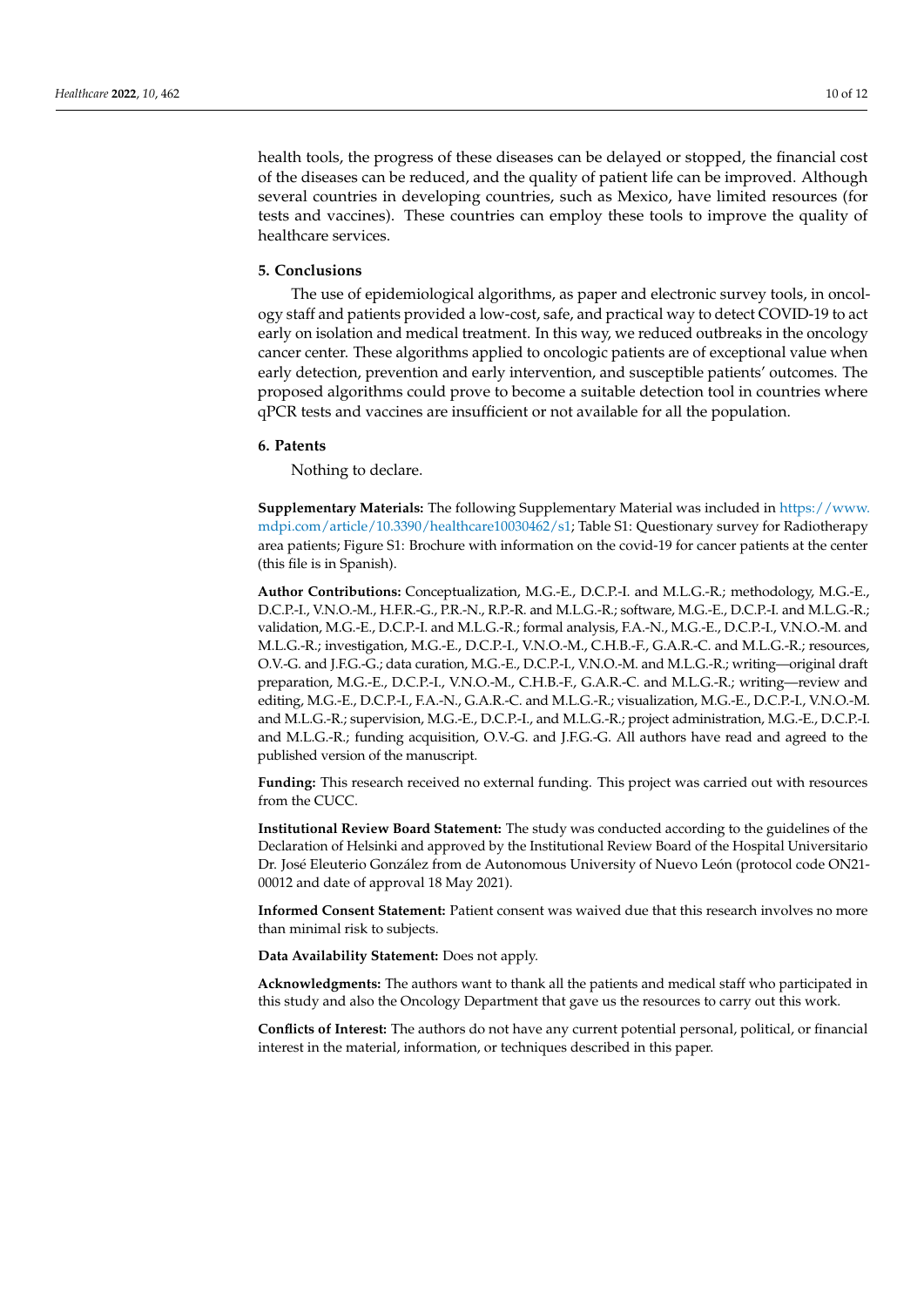health tools, the progress of these diseases can be delayed or stopped, the financial cost of the diseases can be reduced, and the quality of patient life can be improved. Although several countries in developing countries, such as Mexico, have limited resources (for tests and vaccines). These countries can employ these tools to improve the quality of healthcare services.

## 5. Conclusions

The use of epidemiological algorithms, as paper and electronic survey tools, in oncology staff and patients provided a low-cost, safe, and practical way to detect COVID-19 to act early on isolation and medical treatment. In this way, we reduced outbreaks in the oncology cancer center. These algorithms applied to oncologic patients are of exceptional value when early detection, prevention and early intervention, and susceptible patients' outcomes. The proposed algorithms could prove to become a suitable detection tool in countries where qPCR tests and vaccines are insufficient or not available for all the population.

## 6. Patents

Nothing to declare.

**Supplementary Materials:** The following Supplementary Material was included in https://www.mdpi.com/article/10.3390/healthcare10030462/s1; Table S1: Questionary survey for Radiotherapy area patients; Figure S1: Brochure with information on the covid-19 for cancer patients at the center (this file is in Spanish).

**Author Contributions:** Conceptualization, M.G.-E., D.C.P.-I. and M.L.G.-R.; methodology, M.G.-E., D.C.P.-I., V.N.O.-M., H.F.R.-G., P.R.-N., R.P.-R. and M.L.G.-R.; software, M.G.-E., D.C.P.-I. and M.L.G.-R.; validation, M.G.-E., D.C.P.-I. and M.L.G.-R.; formal analysis, F.A.-N., M.G.-E., D.C.P.-I., V.N.O.-M. and M.L.G.-R.; investigation, M.G.-E., D.C.P.-I., V.N.O.-M., C.H.B.-F., G.A.R.-C. and M.L.G.-R.; resources, O.V.-G. and J.F.G.-G.; data curation, M.G.-E., D.C.P.-I., V.N.O.-M. and M.L.G.-R.; writing—original draft preparation, M.G.-E., D.C.P.-I., V.N.O.-M., C.H.B.-F., G.A.R.-C. and M.L.G.-R.; writing—review and editing, M.G.-E., D.C.P.-I., F.A.-N., G.A.R.-C. and M.L.G.-R.; visualization, M.G.-E., D.C.P.-I., V.N.O.-M. and M.L.G.-R.; supervision, M.G.-E., D.C.P.-I., and M.L.G.-R.; project administration, M.G.-E., D.C.P.-I. and M.L.G.-R.; funding acquisition, O.V.-G. and J.F.G.-G. All authors have read and agreed to the published version of the manuscript.

**Funding:** This research received no external funding. This project was carried out with resources from the CUCC.

**Institutional Review Board Statement:** The study was conducted according to the guidelines of the Declaration of Helsinki and approved by the Institutional Review Board of the Hospital Universitario Dr. José Eleuterio González from de Autonomous University of Nuevo León (protocol code ON21-00012 and date of approval 18 May 2021).

**Informed Consent Statement:** Patient consent was waived due that this research involves no more than minimal risk to subjects.

**Data Availability Statement:** Does not apply.

**Acknowledgments:** The authors want to thank all the patients and medical staff who participated in this study and also the Oncology Department that gave us the resources to carry out this work.

**Conflicts of Interest:** The authors do not have any current potential personal, political, or financial interest in the material, information, or techniques described in this paper.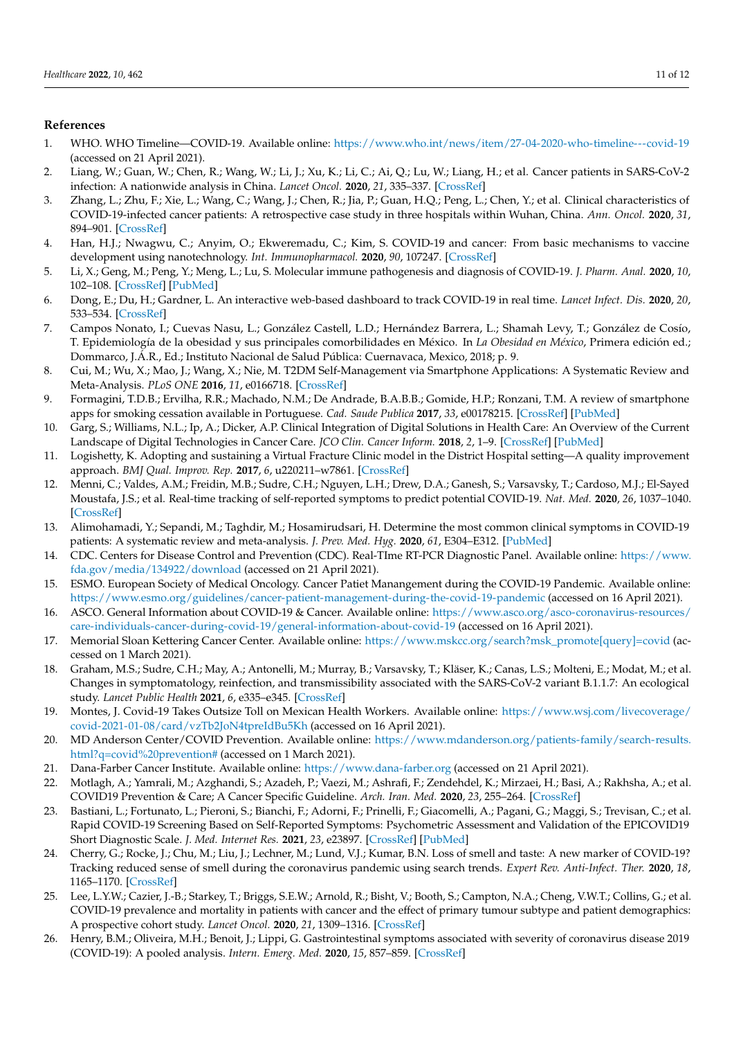## References

1. WHO. WHO Timeline—COVID-19. Available online: https://www.who.int/news/item/27-04-2020-who-timeline---covid-19 (accessed on 21 April 2021).
2. Liang, W.; Guan, W.; Chen, R.; Wang, W.; Li, J.; Xu, K.; Li, C.; Ai, Q.; Lu, W.; Liang, H.; et al. Cancer patients in SARS-CoV-2 infection: A nationwide analysis in China. *Lancet Oncol.* **2020**, *21*, 335–337. [CrossRef]
3. Zhang, L.; Zhu, F.; Xie, L.; Wang, C.; Wang, J.; Chen, R.; Jia, P.; Guan, H.Q.; Peng, L.; Chen, Y.; et al. Clinical characteristics of COVID-19-infected cancer patients: A retrospective case study in three hospitals within Wuhan, China. *Ann. Oncol.* **2020**, *31*, 894–901. [CrossRef]
4. Han, H.J.; Nwagwu, C.; Anyim, O.; Ekweremadu, C.; Kim, S. COVID-19 and cancer: From basic mechanisms to vaccine development using nanotechnology. *Int. Immunopharmacol.* **2020**, *90*, 107247. [CrossRef]
5. Li, X.; Geng, M.; Peng, Y.; Meng, L.; Lu, S. Molecular immune pathogenesis and diagnosis of COVID-19. *J. Pharm. Anal.* **2020**, *10*, 102–108. [CrossRef] [PubMed]
6. Dong, E.; Du, H.; Gardner, L. An interactive web-based dashboard to track COVID-19 in real time. *Lancet Infect. Dis.* **2020**, *20*, 533–534. [CrossRef]
7. Campos Nonato, I.; Cuevas Nasu, L.; González Castell, L.D.; Hernández Barrera, L.; Shamah Levy, T.; González de Cosío, T. Epidemiología de la obesidad y sus principales comorbilidades en México. In *La Obesidad en México*, Primera edición ed.; Dommarco, J.Á.R., Ed.; Instituto Nacional de Salud Pública: Cuernavaca, Mexico, 2018; p. 9.
8. Cui, M.; Wu, X.; Mao, J.; Wang, X.; Nie, M. T2DM Self-Management via Smartphone Applications: A Systematic Review and Meta-Analysis. *PLoS ONE* **2016**, *11*, e0166718. [CrossRef]
9. Formagini, T.D.B.; Ervilha, R.R.; Machado, N.M.; De Andrade, B.A.B.B.; Gomide, H.P.; Ronzani, T.M. A review of smartphone apps for smoking cessation available in Portuguese. *Cad. Saude Publica* **2017**, *33*, e00178215. [CrossRef] [PubMed]
10. Garg, S.; Williams, N.L.; Ip, A.; Dicker, A.P. Clinical Integration of Digital Solutions in Health Care: An Overview of the Current Landscape of Digital Technologies in Cancer Care. *JCO Clin. Cancer Inform.* **2018**, *2*, 1–9. [CrossRef] [PubMed]
11. Logishetty, K. Adopting and sustaining a Virtual Fracture Clinic model in the District Hospital setting—A quality improvement approach. *BMJ Qual. Improv. Rep.* **2017**, *6*, u220211–w7861. [CrossRef]
12. Menni, C.; Valdes, A.M.; Freidin, M.B.; Sudre, C.H.; Nguyen, L.H.; Drew, D.A.; Ganesh, S.; Varsavsky, T.; Cardoso, M.J.; El-Sayed Moustafa, J.S.; et al. Real-time tracking of self-reported symptoms to predict potential COVID-19. *Nat. Med.* **2020**, *26*, 1037–1040. [CrossRef]
13. Alimohamadi, Y.; Sepandi, M.; Taghdir, M.; Hosamirudsari, H. Determine the most common clinical symptoms in COVID-19 patients: A systematic review and meta-analysis. *J. Prev. Med. Hyg.* **2020**, *61*, E304–E312. [PubMed]
14. CDC. Centers for Disease Control and Prevention (CDC). Real-TIme RT-PCR Diagnostic Panel. Available online: https://www.fda.gov/media/134922/download (accessed on 21 April 2021).
15. ESMO. European Society of Medical Oncology. Cancer Patiet Manangement during the COVID-19 Pandemic. Available online: https://www.esmo.org/guidelines/cancer-patient-management-during-the-covid-19-pandemic (accessed on 16 April 2021).
16. ASCO. General Information about COVID-19 & Cancer. Available online: https://www.asco.org/asco-coronavirus-resources/care-individuals-cancer-during-covid-19/general-information-about-covid-19 (accessed on 16 April 2021).
17. Memorial Sloan Kettering Cancer Center. Available online: https://www.mskcc.org/search?msk_promote[query]=covid (accessed on 1 March 2021).
18. Graham, M.S.; Sudre, C.H.; May, A.; Antonelli, M.; Murray, B.; Varsavsky, T.; Kläser, K.; Canas, L.S.; Molteni, E.; Modat, M.; et al. Changes in symptomatology, reinfection, and transmissibility associated with the SARS-CoV-2 variant B.1.1.7: An ecological study. *Lancet Public Health* **2021**, *6*, e335–e345. [CrossRef]
19. Montes, J. Covid-19 Takes Outsize Toll on Mexican Health Workers. Available online: https://www.wsj.com/livecoverage/covid-2021-01-08/card/vzTb2JoN4tpreIdBu5Kh (accessed on 16 April 2021).
20. MD Anderson Center/COVID Prevention. Available online: https://www.mdanderson.org/patients-family/search-results.html?q=covid%20prevention# (accessed on 1 March 2021).
21. Dana-Farber Cancer Institute. Available online: https://www.dana-farber.org (accessed on 21 April 2021).
22. Motlagh, A.; Yamrali, M.; Azghandi, S.; Azadeh, P.; Vaezi, M.; Ashrafi, F.; Zendehdel, K.; Mirzaei, H.; Basi, A.; Rakhsha, A.; et al. COVID19 Prevention & Care; A Cancer Specific Guideline. *Arch. Iran. Med.* **2020**, *23*, 255–264. [CrossRef]
23. Bastiani, L.; Fortunato, L.; Pieroni, S.; Bianchi, F.; Adorni, F.; Prinelli, F.; Giacomelli, A.; Pagani, G.; Maggi, S.; Trevisan, C.; et al. Rapid COVID-19 Screening Based on Self-Reported Symptoms: Psychometric Assessment and Validation of the EPICOVID19 Short Diagnostic Scale. *J. Med. Internet Res.* **2021**, *23*, e23897. [CrossRef] [PubMed]
24. Cherry, G.; Rocke, J.; Chu, M.; Liu, J.; Lechner, M.; Lund, V.J.; Kumar, B.N. Loss of smell and taste: A new marker of COVID-19? Tracking reduced sense of smell during the coronavirus pandemic using search trends. *Expert Rev. Anti-Infect. Ther.* **2020**, *18*, 1165–1170. [CrossRef]
25. Lee, L.Y.W.; Cazier, J.-B.; Starkey, T.; Briggs, S.E.W.; Arnold, R.; Bisht, V.; Booth, S.; Campton, N.A.; Cheng, V.W.T.; Collins, G.; et al. COVID-19 prevalence and mortality in patients with cancer and the effect of primary tumour subtype and patient demographics: A prospective cohort study. *Lancet Oncol.* **2020**, *21*, 1309–1316. [CrossRef]
26. Henry, B.M.; Oliveira, M.H.; Benoit, J.; Lippi, G. Gastrointestinal symptoms associated with severity of coronavirus disease 2019 (COVID-19): A pooled analysis. *Intern. Emerg. Med.* **2020**, *15*, 857–859. [CrossRef]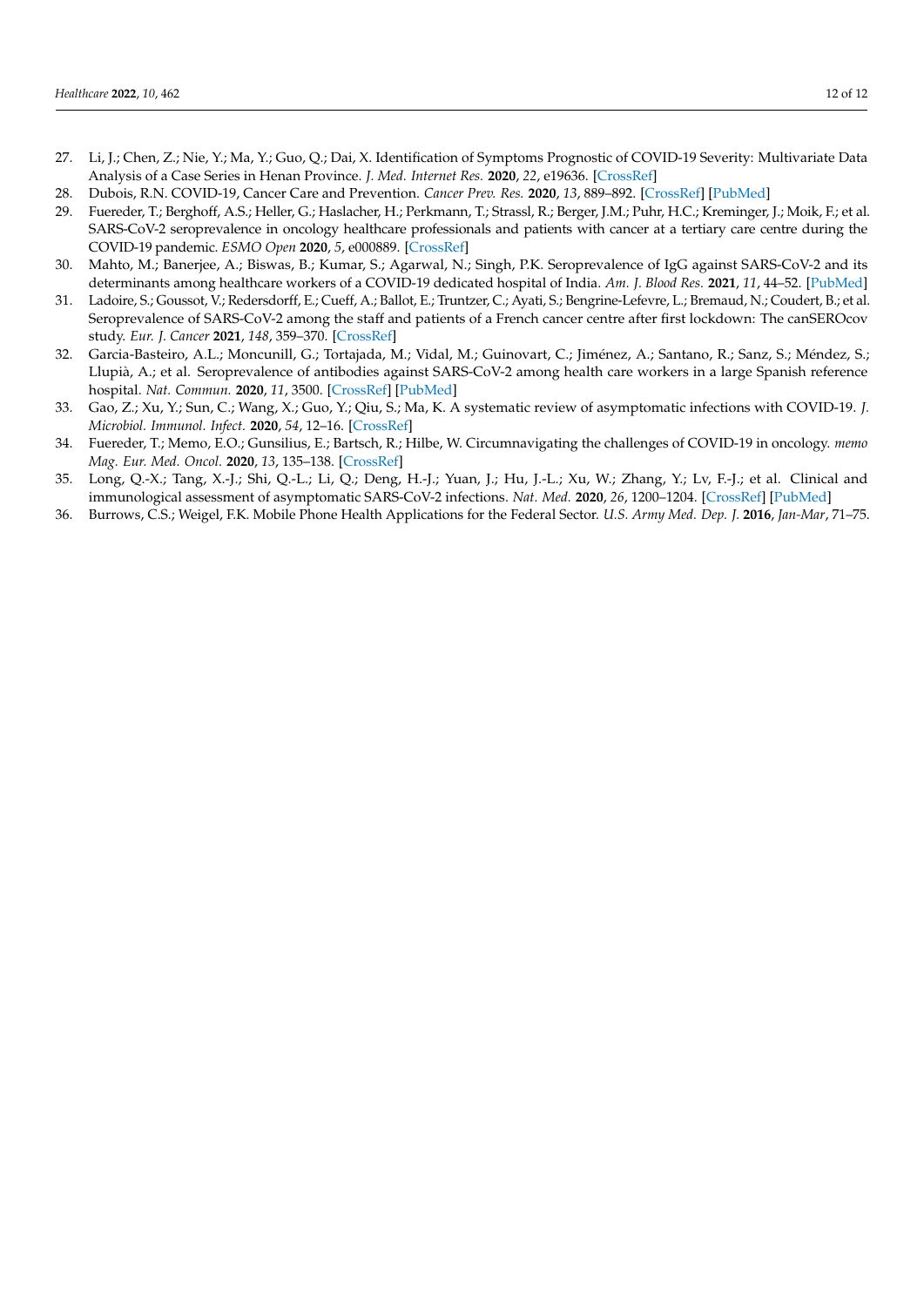27. Li, J.; Chen, Z.; Nie, Y.; Ma, Y.; Guo, Q.; Dai, X. Identification of Symptoms Prognostic of COVID-19 Severity: Multivariate Data Analysis of a Case Series in Henan Province. *J. Med. Internet Res.* **2020**, *22*, e19636. [CrossRef]
28. Dubois, R.N. COVID-19, Cancer Care and Prevention. *Cancer Prev. Res.* **2020**, *13*, 889–892. [CrossRef] [PubMed]
29. Fuereder, T.; Berghoff, A.S.; Heller, G.; Haslacher, H.; Perkmann, T.; Strassl, R.; Berger, J.M.; Puhr, H.C.; Kreminger, J.; Moik, F.; et al. SARS-CoV-2 seroprevalence in oncology healthcare professionals and patients with cancer at a tertiary care centre during the COVID-19 pandemic. *ESMO Open* **2020**, *5*, e000889. [CrossRef]
30. Mahto, M.; Banerjee, A.; Biswas, B.; Kumar, S.; Agarwal, N.; Singh, P.K. Seroprevalence of IgG against SARS-CoV-2 and its determinants among healthcare workers of a COVID-19 dedicated hospital of India. *Am. J. Blood Res.* **2021**, *11*, 44–52. [PubMed]
31. Ladoire, S.; Goussot, V.; Redersdorff, E.; Cueff, A.; Ballot, E.; Truntzer, C.; Ayati, S.; Bengrine-Lefevre, L.; Bremaud, N.; Coudert, B.; et al. Seroprevalence of SARS-CoV-2 among the staff and patients of a French cancer centre after first lockdown: The canSEROcov study. *Eur. J. Cancer* **2021**, *148*, 359–370. [CrossRef]
32. Garcia-Basteiro, A.L.; Moncunill, G.; Tortajada, M.; Vidal, M.; Guinovart, C.; Jiménez, A.; Santano, R.; Sanz, S.; Méndez, S.; Llupià, A.; et al. Seroprevalence of antibodies against SARS-CoV-2 among health care workers in a large Spanish reference hospital. *Nat. Commun.* **2020**, *11*, 3500. [CrossRef] [PubMed]
33. Gao, Z.; Xu, Y.; Sun, C.; Wang, X.; Guo, Y.; Qiu, S.; Ma, K. A systematic review of asymptomatic infections with COVID-19. *J. Microbiol. Immunol. Infect.* **2020**, *54*, 12–16. [CrossRef]
34. Fuereder, T.; Memo, E.O.; Gunsilius, E.; Bartsch, R.; Hilbe, W. Circumnavigating the challenges of COVID-19 in oncology. *memo Mag. Eur. Med. Oncol.* **2020**, *13*, 135–138. [CrossRef]
35. Long, Q.-X.; Tang, X.-J.; Shi, Q.-L.; Li, Q.; Deng, H.-J.; Yuan, J.; Hu, J.-L.; Xu, W.; Zhang, Y.; Lv, F.-J.; et al. Clinical and immunological assessment of asymptomatic SARS-CoV-2 infections. *Nat. Med.* **2020**, *26*, 1200–1204. [CrossRef] [PubMed]
36. Burrows, C.S.; Weigel, F.K. Mobile Phone Health Applications for the Federal Sector. *U.S. Army Med. Dep. J.* **2016**, *Jan-Mar*, 71–75.